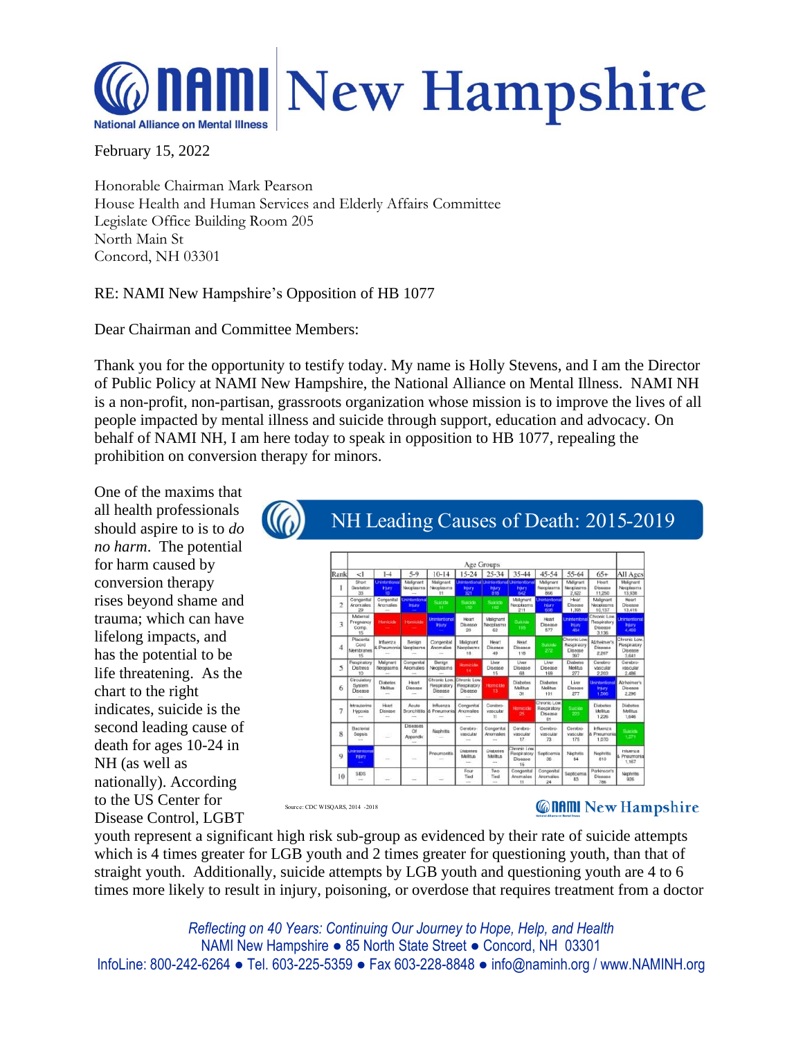February 15, 2022

Honorable Chairman Mark Pearson
House Health and Human Services and Elderly Affairs Committee
Legislate Office Building Room 205
North Main St
Concord, NH 03301

RE: NAMI New Hampshire's Opposition of HB 1077

Dear Chairman and Committee Members:

Thank you for the opportunity to testify today. My name is Holly Stevens, and I am the Director of Public Policy at NAMI New Hampshire, the National Alliance on Mental Illness. NAMI NH is a non-profit, non-partisan, grassroots organization whose mission is to improve the lives of all people impacted by mental illness and suicide through support, education and advocacy. On behalf of NAMI NH, I am here today to speak in opposition to HB 1077, repealing the prohibition on conversion therapy for minors.

**NH Leading Causes of Death: 2015-2019**

| Rank | <1 | 1-4 | 5-9 | 10-14 | 15-24 | 25-34 | 35-44 | 45-54 | 55-64 | 65+ | All Ages |
|---|---|---|---|---|---|---|---|---|---|---|---|
| 1 | Short Gestation 33 | Unintentional Injury 10 | Malignant Neoplasms — | Malignant Neoplasms 11 | Unintentional Injury 321 | Unintentional Injury 818 | Unintentional Injury 642 | Malignant Neoplasms 866 | Malignant Neoplasms 2,622 | Heart Disease 11,250 | Malignant Neoplasms 13,938 |
| 2 | Congenital Anomalies 29 | Congenital Anomalies — | Unintentional Injury — | Suicide 11 | Suicide 152 | Suicide 182 | Malignant Neoplasms 211 | Unintentional Injury 608 | Heart Disease 1,395 | Malignant Neoplasms 10,137 | Heart Disease 13,416 |
| 3 | Maternal Pregnancy Comp. 15 | Homicide — | Homicide — | Unintentional Injury — | Heart Disease 26 | Malignant Neoplasms 62 | Suicide 195 | Heart Disease 577 | Unintentional Injury 484 | Chronic Low. Respiratory Disease 3,136 | Unintentional Injury 4,468 |
| 4 | Placenta Cord Membranes 15 | Influenza & Pneumonia — | Benign Neoplasms — | Congenital Anomalies — | Malignant Neoplasms 18 | Heart Disease 49 | Heart Disease 118 | Suicide 272 | Chronic Low. Respiratory Disease 307 | Alzheimer's Disease 2,267 | Chronic Low. Respiratory Disease 3,641 |
| 5 | Respiratory Distress 10 | Malignant Neoplasms — | Congenital Anomalies — | Benign Neoplasms — | Homicide 14 | Liver Disease 15 | Liver Disease 68 | Liver Disease 169 | Diabetes Mellitus 277 | Cerebro-vascular 2,203 | Cerebro-vascular 2,486 |
| 6 | Circulatory System Disease — | Diabetes Mellitus — | Heart Disease — | Chronic Low. Respiratory Disease — | Chronic Low. Respiratory Disease — | Homicide 13 | Diabetes Mellitus 31 | Diabetes Mellitus 101 | Liver Disease 277 | Unintentional Injury 1,566 | Alzheimer's Disease 2,296 |
| 7 | Intrauterine Hypoxia — | Heart Disease — | Acute Bronchitis — | Influenza & Pneumonia — | Congenital Anomalies — | Cerebro-vascular 11 | Homicide 25 | Chronic Low. Respiratory Disease 91 | Suicide 221 | Diabetes Mellitus 1,226 | Diabetes Mellitus 1,646 |
| 8 | Bacterial Sepsis — | — | Diseases Of Appendix — | Nephritis — | Cerebro-vascular — | Congenital Anomalies — | Cerebro-vascular 17 | Cerebro-vascular 73 | Cerebro-vascular 175 | Influenza & Pneumonia 1,070 | Suicide 1,271 |
| 9 | Unintentional Injury — | — | — | Pneumonitis — | Diabetes Mellitus — | Diabetes Mellitus — | Chronic Low. Respiratory Disease 15 | Septicemia 38 | Nephritis 84 | Nephritis 810 | Influenza & Pneumonia 1,157 |
| 10 | SIDS — | — | — | — | Four Tied — | Two Tied — | Congenital Anomalies 11 | Congenital Anomalies 24 | Septicemia 83 | Parkinson's Disease 786 | Nephritis 926 |

Source: CDC WISQARS, 2014 -2018

One of the maxims that all health professionals should aspire to is to *do no harm*. The potential for harm caused by conversion therapy rises beyond shame and trauma; which can have lifelong impacts, and has the potential to be life threatening. As the chart to the right indicates, suicide is the second leading cause of death for ages 10-24 in NH (as well as nationally). According to the US Center for Disease Control, LGBT youth represent a significant high risk sub-group as evidenced by their rate of suicide attempts which is 4 times greater for LGB youth and 2 times greater for questioning youth, than that of straight youth. Additionally, suicide attempts by LGB youth and questioning youth are 4 to 6 times more likely to result in injury, poisoning, or overdose that requires treatment from a doctor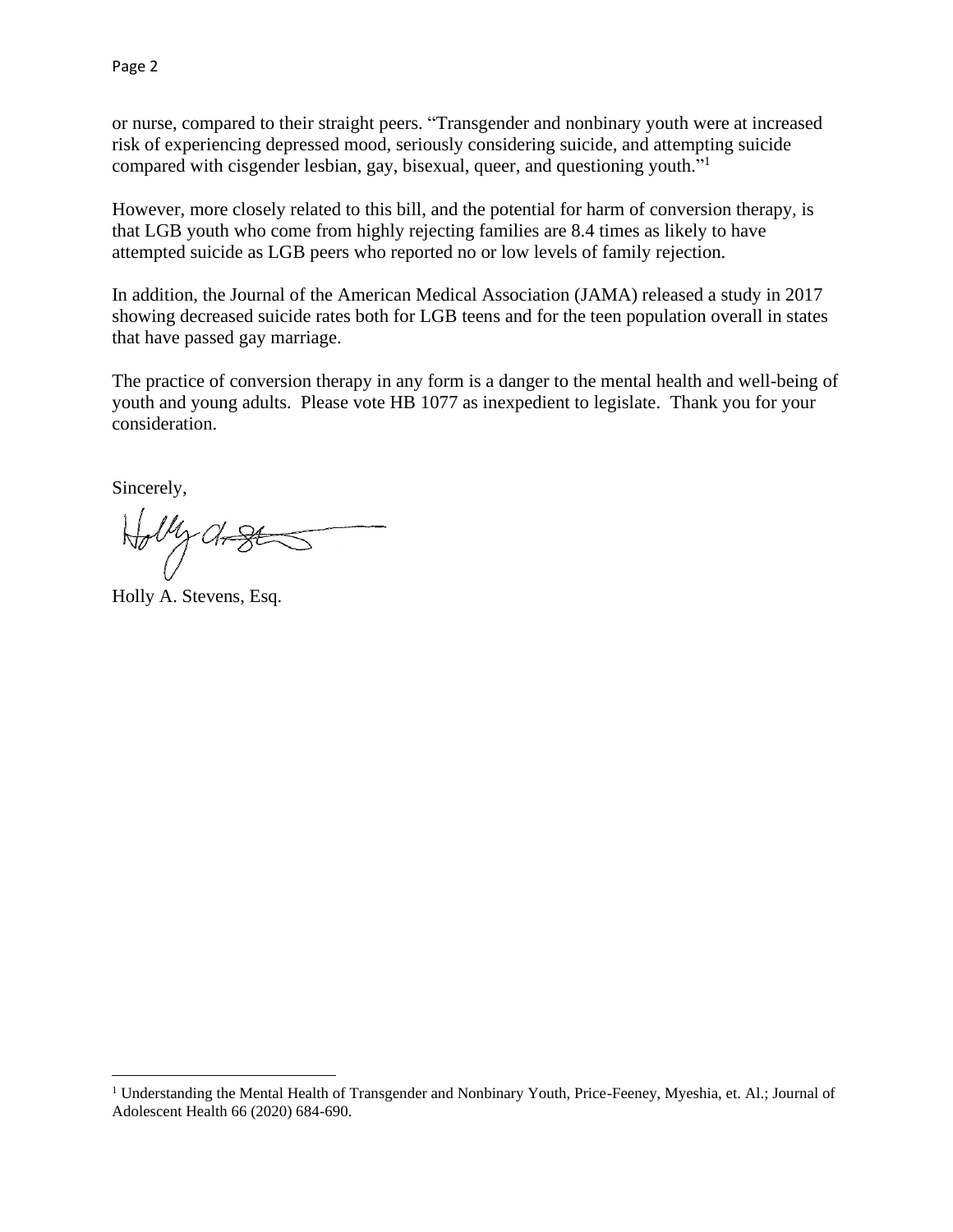or nurse, compared to their straight peers. "Transgender and nonbinary youth were at increased risk of experiencing depressed mood, seriously considering suicide, and attempting suicide compared with cisgender lesbian, gay, bisexual, queer, and questioning youth."[1]

However, more closely related to this bill, and the potential for harm of conversion therapy, is that LGB youth who come from highly rejecting families are 8.4 times as likely to have attempted suicide as LGB peers who reported no or low levels of family rejection.

In addition, the Journal of the American Medical Association (JAMA) released a study in 2017 showing decreased suicide rates both for LGB teens and for the teen population overall in states that have passed gay marriage.

The practice of conversion therapy in any form is a danger to the mental health and well-being of youth and young adults. Please vote HB 1077 as inexpedient to legislate. Thank you for your consideration.

Sincerely,

Holly A. Stevens, Esq.

[1] Understanding the Mental Health of Transgender and Nonbinary Youth, Price-Feeney, Myeshia, et. Al.; Journal of Adolescent Health 66 (2020) 684-690.